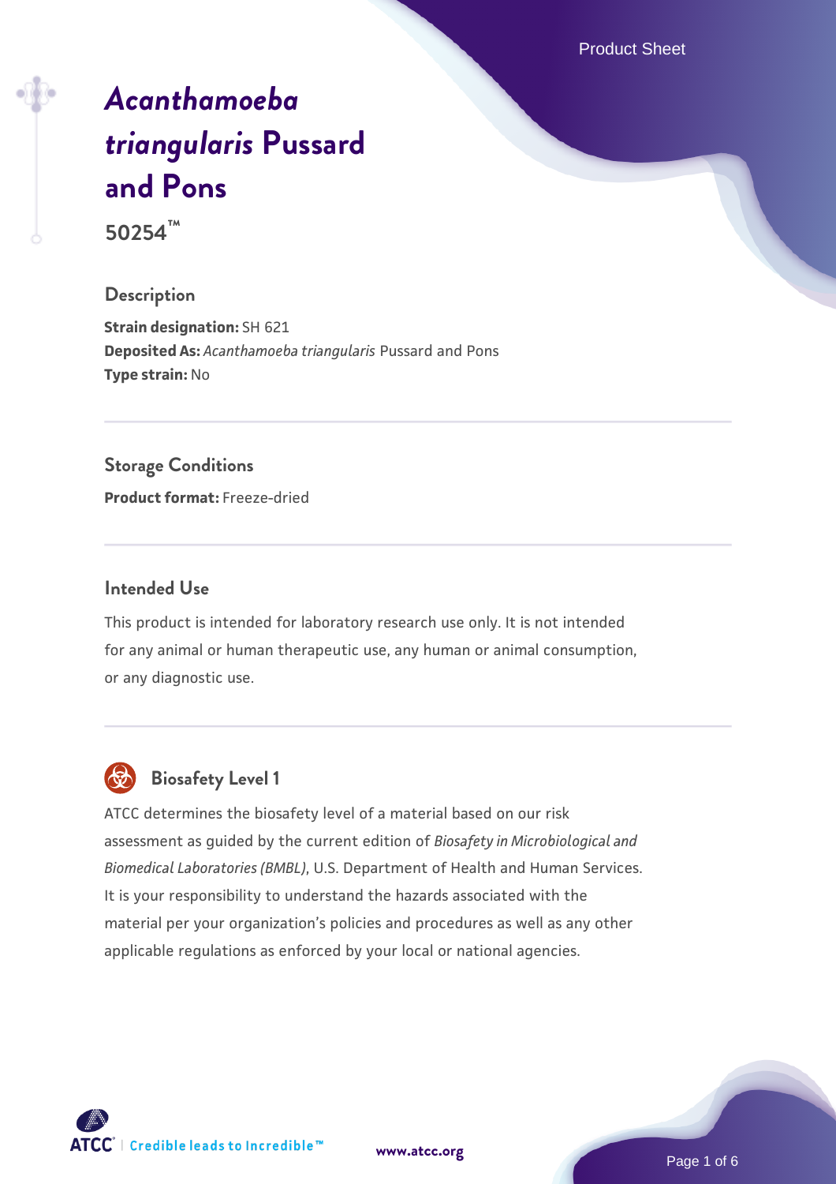# *Acanthamoeba triangularis* Pussard and Pons

**50254™**

## Description

**Strain designation:** SH 621
**Deposited As:** *Acanthamoeba triangularis* Pussard and Pons
**Type strain:** No

## Storage Conditions

**Product format:** Freeze-dried

## Intended Use

This product is intended for laboratory research use only. It is not intended for any animal or human therapeutic use, any human or animal consumption, or any diagnostic use.

## Biosafety Level 1

ATCC determines the biosafety level of a material based on our risk assessment as guided by the current edition of *Biosafety in Microbiological and Biomedical Laboratories (BMBL)*, U.S. Department of Health and Human Services. It is your responsibility to understand the hazards associated with the material per your organization's policies and procedures as well as any other applicable regulations as enforced by your local or national agencies.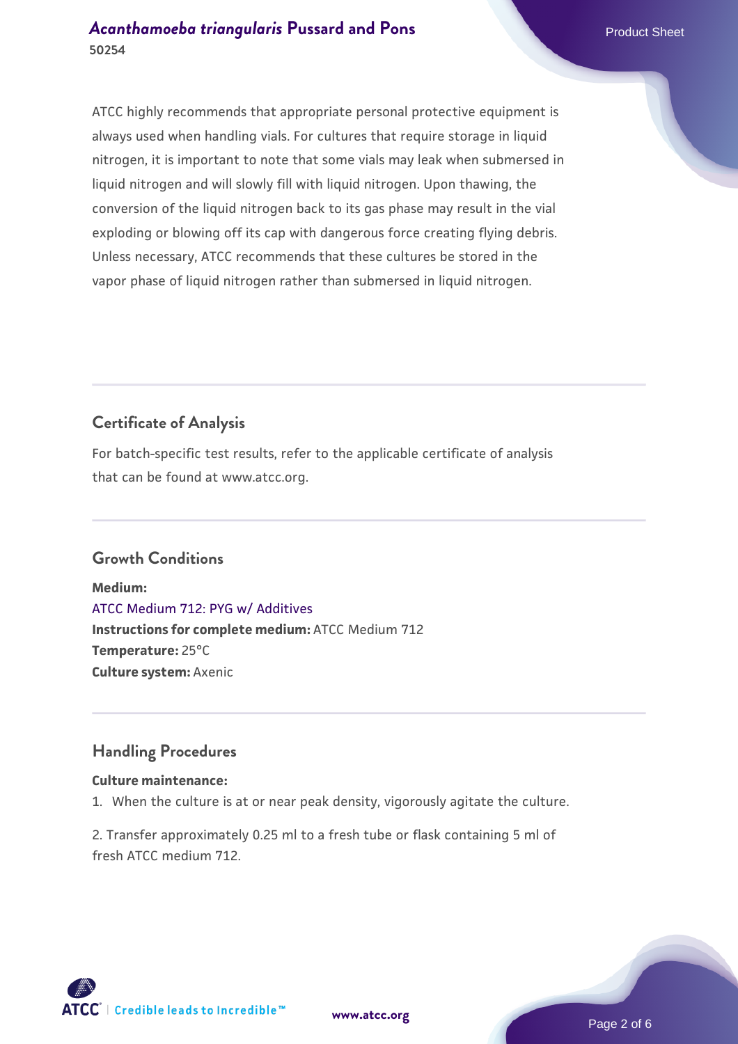ATCC highly recommends that appropriate personal protective equipment is always used when handling vials. For cultures that require storage in liquid nitrogen, it is important to note that some vials may leak when submersed in liquid nitrogen and will slowly fill with liquid nitrogen. Upon thawing, the conversion of the liquid nitrogen back to its gas phase may result in the vial exploding or blowing off its cap with dangerous force creating flying debris. Unless necessary, ATCC recommends that these cultures be stored in the vapor phase of liquid nitrogen rather than submersed in liquid nitrogen.

## Certificate of Analysis

For batch-specific test results, refer to the applicable certificate of analysis that can be found at www.atcc.org.

## Growth Conditions

**Medium:**
ATCC Medium 712: PYG w/ Additives
**Instructions for complete medium:** ATCC Medium 712
**Temperature:** 25°C
**Culture system:** Axenic

## Handling Procedures

**Culture maintenance:**

1. When the culture is at or near peak density, vigorously agitate the culture.

2. Transfer approximately 0.25 ml to a fresh tube or flask containing 5 ml of fresh ATCC medium 712.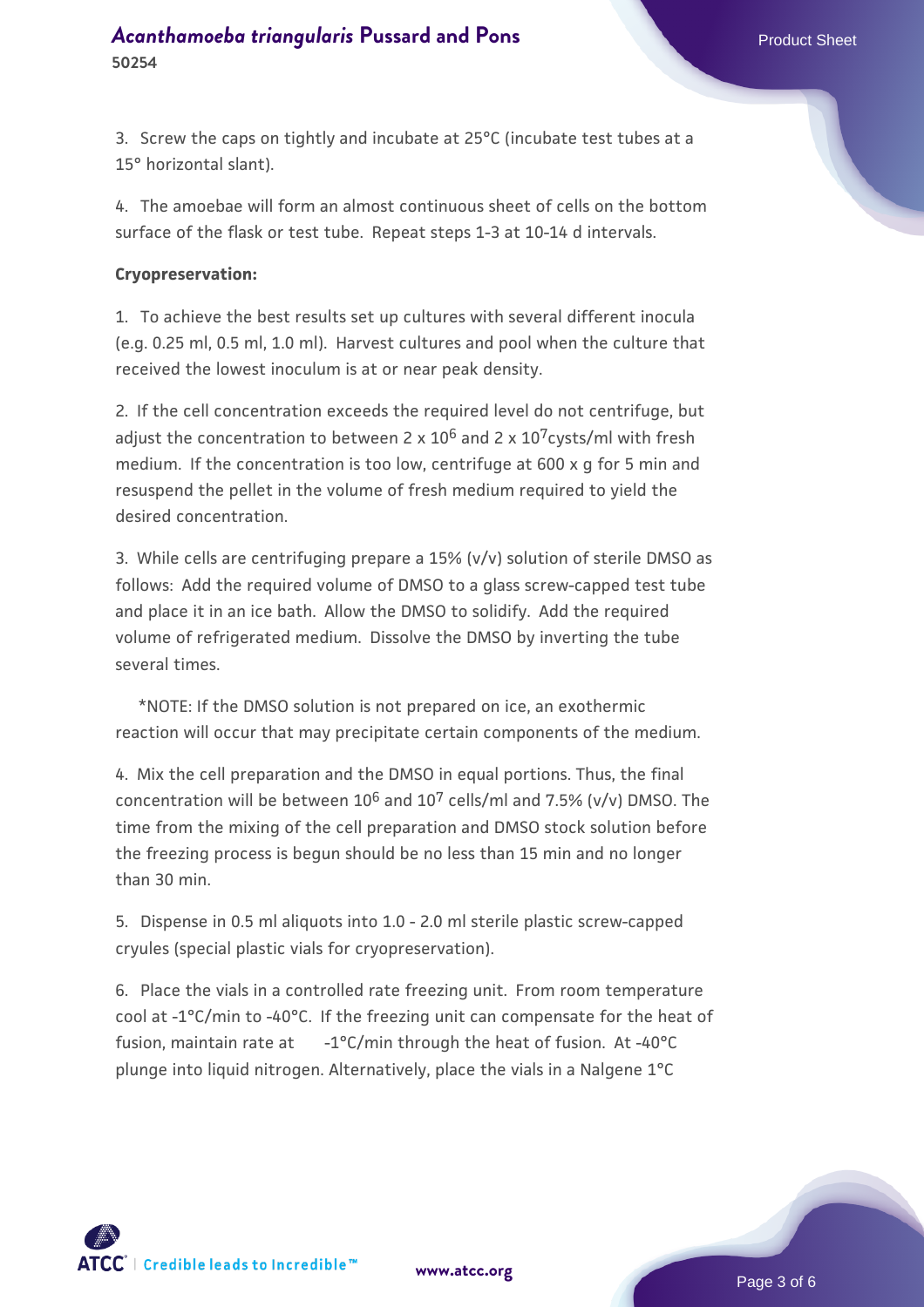3. Screw the caps on tightly and incubate at 25°C (incubate test tubes at a 15° horizontal slant).

4. The amoebae will form an almost continuous sheet of cells on the bottom surface of the flask or test tube. Repeat steps 1-3 at 10-14 d intervals.

**Cryopreservation:**

1. To achieve the best results set up cultures with several different inocula (e.g. 0.25 ml, 0.5 ml, 1.0 ml). Harvest cultures and pool when the culture that received the lowest inoculum is at or near peak density.

2. If the cell concentration exceeds the required level do not centrifuge, but adjust the concentration to between 2 x $10^6$ and 2 x $10^7$cysts/ml with fresh medium. If the concentration is too low, centrifuge at 600 x g for 5 min and resuspend the pellet in the volume of fresh medium required to yield the desired concentration.

3. While cells are centrifuging prepare a 15% (v/v) solution of sterile DMSO as follows: Add the required volume of DMSO to a glass screw-capped test tube and place it in an ice bath. Allow the DMSO to solidify. Add the required volume of refrigerated medium. Dissolve the DMSO by inverting the tube several times.

*NOTE: If the DMSO solution is not prepared on ice, an exothermic reaction will occur that may precipitate certain components of the medium.

4. Mix the cell preparation and the DMSO in equal portions. Thus, the final concentration will be between $10^6$ and $10^7$ cells/ml and 7.5% (v/v) DMSO. The time from the mixing of the cell preparation and DMSO stock solution before the freezing process is begun should be no less than 15 min and no longer than 30 min.

5. Dispense in 0.5 ml aliquots into 1.0 - 2.0 ml sterile plastic screw-capped cryules (special plastic vials for cryopreservation).

6. Place the vials in a controlled rate freezing unit. From room temperature cool at -1°C/min to -40°C. If the freezing unit can compensate for the heat of fusion, maintain rate at -1°C/min through the heat of fusion. At -40°C plunge into liquid nitrogen. Alternatively, place the vials in a Nalgene 1°C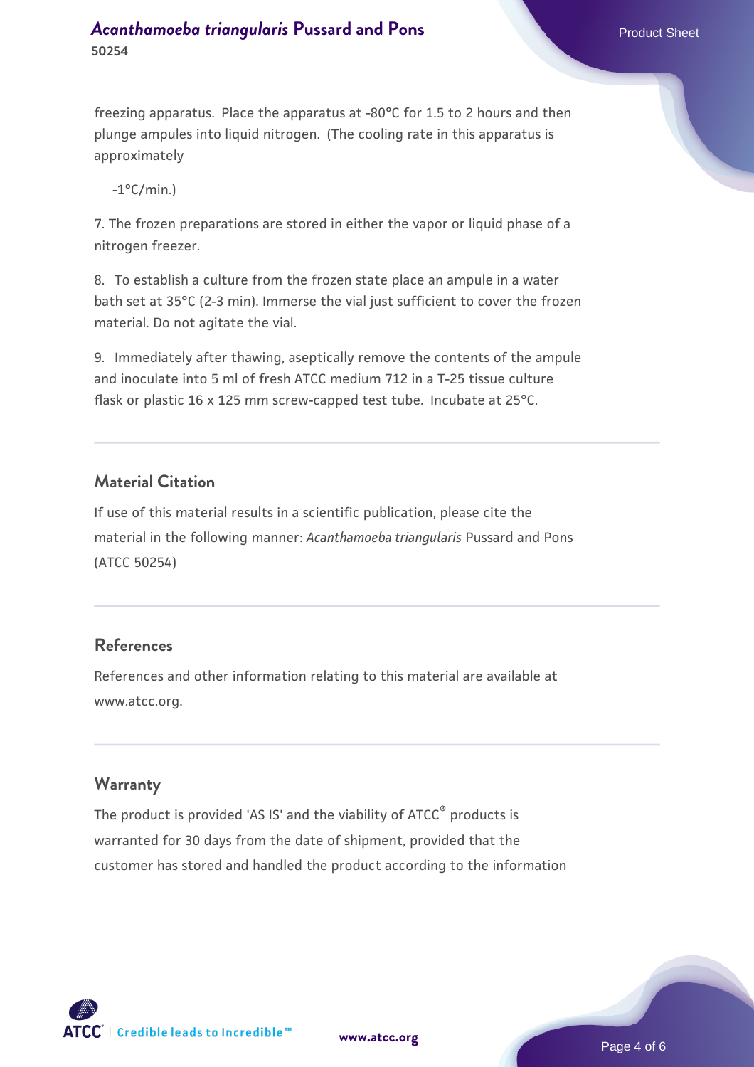freezing apparatus. Place the apparatus at -80°C for 1.5 to 2 hours and then plunge ampules into liquid nitrogen. (The cooling rate in this apparatus is approximately

-1°C/min.)

7. The frozen preparations are stored in either the vapor or liquid phase of a nitrogen freezer.

8. To establish a culture from the frozen state place an ampule in a water bath set at 35°C (2-3 min). Immerse the vial just sufficient to cover the frozen material. Do not agitate the vial.

9. Immediately after thawing, aseptically remove the contents of the ampule and inoculate into 5 ml of fresh ATCC medium 712 in a T-25 tissue culture flask or plastic 16 x 125 mm screw-capped test tube. Incubate at 25°C.

## Material Citation

If use of this material results in a scientific publication, please cite the material in the following manner: *Acanthamoeba triangularis* Pussard and Pons (ATCC 50254)

## References

References and other information relating to this material are available at www.atcc.org.

## Warranty

The product is provided 'AS IS' and the viability of ATCC® products is warranted for 30 days from the date of shipment, provided that the customer has stored and handled the product according to the information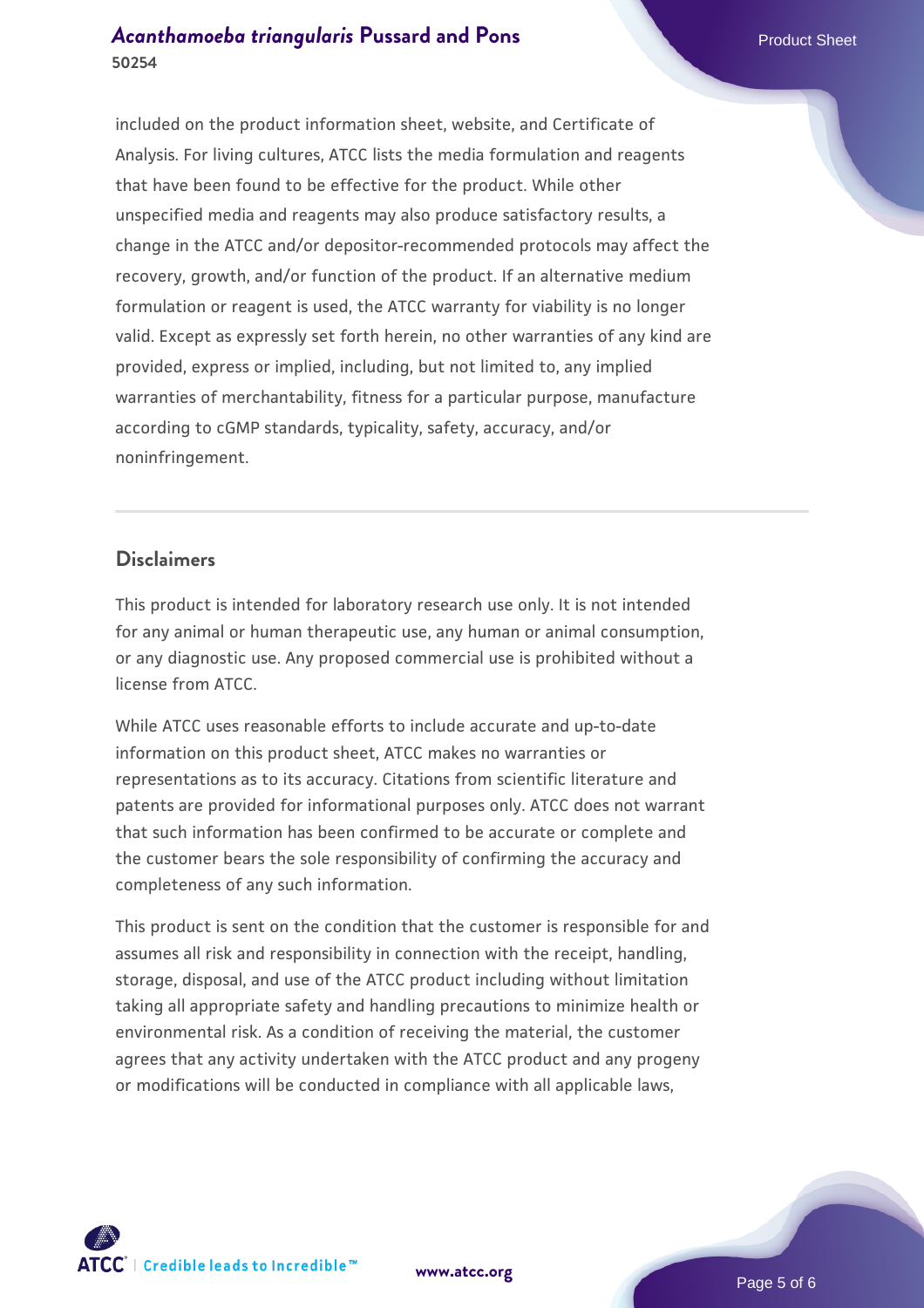included on the product information sheet, website, and Certificate of Analysis. For living cultures, ATCC lists the media formulation and reagents that have been found to be effective for the product. While other unspecified media and reagents may also produce satisfactory results, a change in the ATCC and/or depositor-recommended protocols may affect the recovery, growth, and/or function of the product. If an alternative medium formulation or reagent is used, the ATCC warranty for viability is no longer valid. Except as expressly set forth herein, no other warranties of any kind are provided, express or implied, including, but not limited to, any implied warranties of merchantability, fitness for a particular purpose, manufacture according to cGMP standards, typicality, safety, accuracy, and/or noninfringement.

## Disclaimers

This product is intended for laboratory research use only. It is not intended for any animal or human therapeutic use, any human or animal consumption, or any diagnostic use. Any proposed commercial use is prohibited without a license from ATCC.

While ATCC uses reasonable efforts to include accurate and up-to-date information on this product sheet, ATCC makes no warranties or representations as to its accuracy. Citations from scientific literature and patents are provided for informational purposes only. ATCC does not warrant that such information has been confirmed to be accurate or complete and the customer bears the sole responsibility of confirming the accuracy and completeness of any such information.

This product is sent on the condition that the customer is responsible for and assumes all risk and responsibility in connection with the receipt, handling, storage, disposal, and use of the ATCC product including without limitation taking all appropriate safety and handling precautions to minimize health or environmental risk. As a condition of receiving the material, the customer agrees that any activity undertaken with the ATCC product and any progeny or modifications will be conducted in compliance with all applicable laws,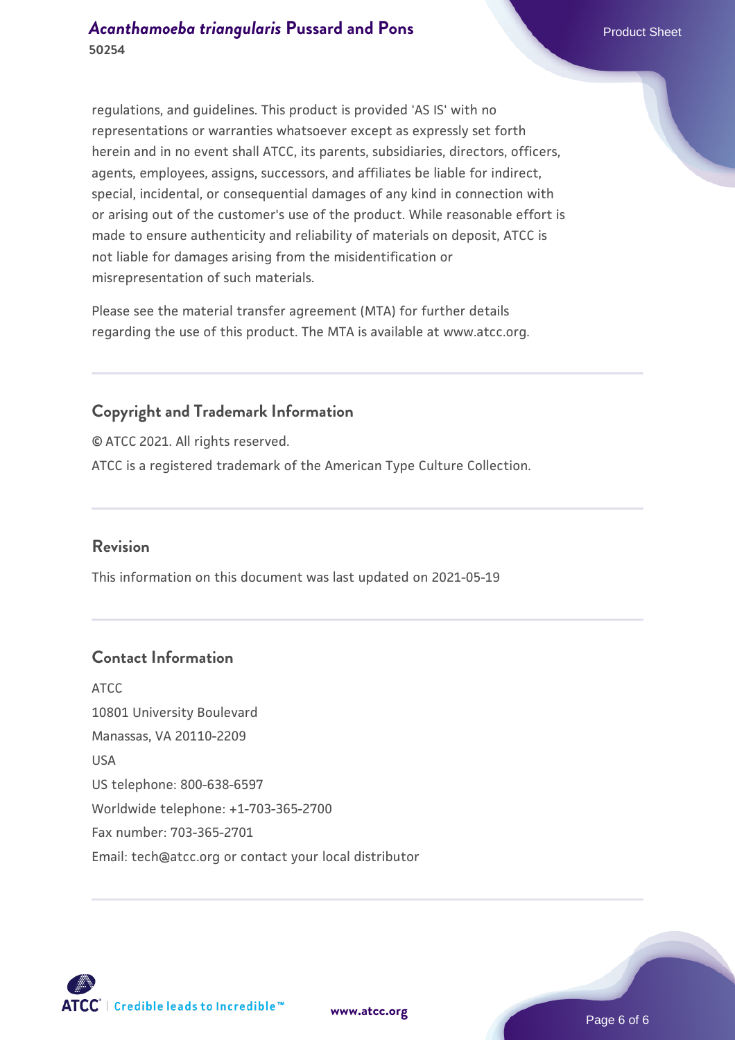regulations, and guidelines. This product is provided 'AS IS' with no representations or warranties whatsoever except as expressly set forth herein and in no event shall ATCC, its parents, subsidiaries, directors, officers, agents, employees, assigns, successors, and affiliates be liable for indirect, special, incidental, or consequential damages of any kind in connection with or arising out of the customer's use of the product. While reasonable effort is made to ensure authenticity and reliability of materials on deposit, ATCC is not liable for damages arising from the misidentification or misrepresentation of such materials.

Please see the material transfer agreement (MTA) for further details regarding the use of this product. The MTA is available at www.atcc.org.

## Copyright and Trademark Information

© ATCC 2021. All rights reserved.

ATCC is a registered trademark of the American Type Culture Collection.

## Revision

This information on this document was last updated on 2021-05-19

## Contact Information

ATCC
10801 University Boulevard
Manassas, VA 20110-2209
USA
US telephone: 800-638-6597
Worldwide telephone: +1-703-365-2700
Fax number: 703-365-2701
Email: tech@atcc.org or contact your local distributor